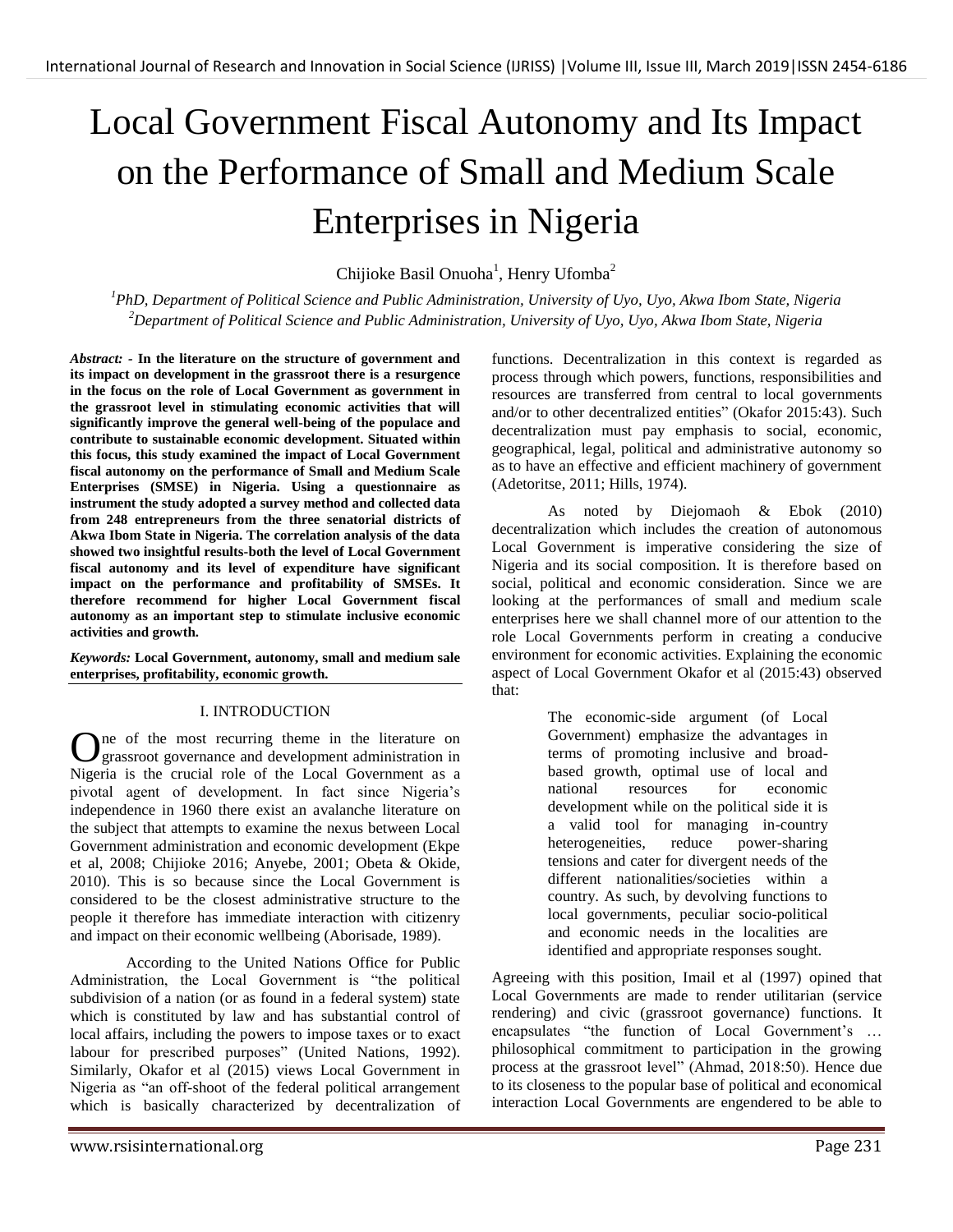# Local Government Fiscal Autonomy and Its Impact on the Performance of Small and Medium Scale Enterprises in Nigeria

Chijioke Basil Onuoha[1], Henry Ufomba[2]

[1]*PhD, Department of Political Science and Public Administration, University of Uyo, Uyo, Akwa Ibom State, Nigeria*
[2]*Department of Political Science and Public Administration, University of Uyo, Uyo, Akwa Ibom State, Nigeria*

***Abstract:* - In the literature on the structure of government and its impact on development in the grassroot there is a resurgence in the focus on the role of Local Government as government in the grassroot level in stimulating economic activities that will significantly improve the general well-being of the populace and contribute to sustainable economic development. Situated within this focus, this study examined the impact of Local Government fiscal autonomy on the performance of Small and Medium Scale Enterprises (SMSE) in Nigeria. Using a questionnaire as instrument the study adopted a survey method and collected data from 248 entrepreneurs from the three senatorial districts of Akwa Ibom State in Nigeria. The correlation analysis of the data showed two insightful results-both the level of Local Government fiscal autonomy and its level of expenditure have significant impact on the performance and profitability of SMSEs. It therefore recommend for higher Local Government fiscal autonomy as an important step to stimulate inclusive economic activities and growth.**

***Keywords:* Local Government, autonomy, small and medium sale enterprises, profitability, economic growth.**

## I. INTRODUCTION

One of the most recurring theme in the literature on grassroot governance and development administration in Nigeria is the crucial role of the Local Government as a pivotal agent of development. In fact since Nigeria's independence in 1960 there exist an avalanche literature on the subject that attempts to examine the nexus between Local Government administration and economic development (Ekpe et al, 2008; Chijioke 2016; Anyebe, 2001; Obeta & Okide, 2010). This is so because since the Local Government is considered to be the closest administrative structure to the people it therefore has immediate interaction with citizenry and impact on their economic wellbeing (Aborisade, 1989).

According to the United Nations Office for Public Administration, the Local Government is "the political subdivision of a nation (or as found in a federal system) state which is constituted by law and has substantial control of local affairs, including the powers to impose taxes or to exact labour for prescribed purposes" (United Nations, 1992). Similarly, Okafor et al (2015) views Local Government in Nigeria as "an off-shoot of the federal political arrangement which is basically characterized by decentralization of functions. Decentralization in this context is regarded as process through which powers, functions, responsibilities and resources are transferred from central to local governments and/or to other decentralized entities" (Okafor 2015:43). Such decentralization must pay emphasis to social, economic, geographical, legal, political and administrative autonomy so as to have an effective and efficient machinery of government (Adetoritse, 2011; Hills, 1974).

As noted by Diejomaoh & Ebok (2010) decentralization which includes the creation of autonomous Local Government is imperative considering the size of Nigeria and its social composition. It is therefore based on social, political and economic consideration. Since we are looking at the performances of small and medium scale enterprises here we shall channel more of our attention to the role Local Governments perform in creating a conducive environment for economic activities. Explaining the economic aspect of Local Government Okafor et al (2015:43) observed that:

> The economic-side argument (of Local Government) emphasize the advantages in terms of promoting inclusive and broad-based growth, optimal use of local and national resources for economic development while on the political side it is a valid tool for managing in-country heterogeneities, reduce power-sharing tensions and cater for divergent needs of the different nationalities/societies within a country. As such, by devolving functions to local governments, peculiar socio-political and economic needs in the localities are identified and appropriate responses sought.

Agreeing with this position, Imail et al (1997) opined that Local Governments are made to render utilitarian (service rendering) and civic (grassroot governance) functions. It encapsulates "the function of Local Government's … philosophical commitment to participation in the growing process at the grassroot level" (Ahmad, 2018:50). Hence due to its closeness to the popular base of political and economical interaction Local Governments are engendered to be able to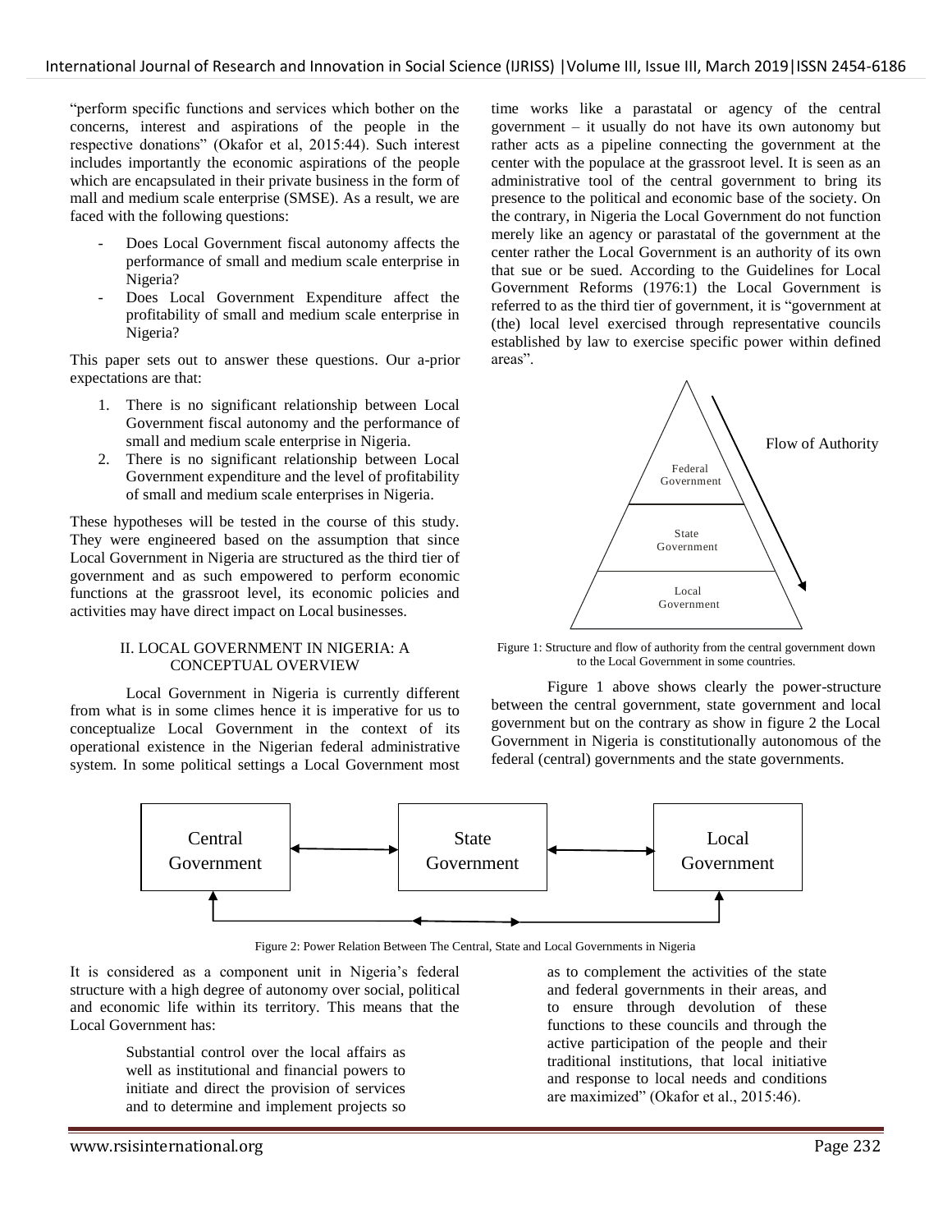"perform specific functions and services which bother on the concerns, interest and aspirations of the people in the respective donations" (Okafor et al, 2015:44). Such interest includes importantly the economic aspirations of the people which are encapsulated in their private business in the form of mall and medium scale enterprise (SMSE). As a result, we are faced with the following questions:

- Does Local Government fiscal autonomy affects the performance of small and medium scale enterprise in Nigeria?
- Does Local Government Expenditure affect the profitability of small and medium scale enterprise in Nigeria?

This paper sets out to answer these questions. Our a-prior expectations are that:

1. There is no significant relationship between Local Government fiscal autonomy and the performance of small and medium scale enterprise in Nigeria.
2. There is no significant relationship between Local Government expenditure and the level of profitability of small and medium scale enterprises in Nigeria.

These hypotheses will be tested in the course of this study. They were engineered based on the assumption that since Local Government in Nigeria are structured as the third tier of government and as such empowered to perform economic functions at the grassroot level, its economic policies and activities may have direct impact on Local businesses.

## II. LOCAL GOVERNMENT IN NIGERIA: A CONCEPTUAL OVERVIEW

Local Government in Nigeria is currently different from what is in some climes hence it is imperative for us to conceptualize Local Government in the context of its operational existence in the Nigerian federal administrative system. In some political settings a Local Government most time works like a parastatal or agency of the central government – it usually do not have its own autonomy but rather acts as a pipeline connecting the government at the center with the populace at the grassroot level. It is seen as an administrative tool of the central government to bring its presence to the political and economic base of the society. On the contrary, in Nigeria the Local Government do not function merely like an agency or parastatal of the government at the center rather the Local Government is an authority of its own that sue or be sued. According to the Guidelines for Local Government Reforms (1976:1) the Local Government is referred to as the third tier of government, it is "government at (the) local level exercised through representative councils established by law to exercise specific power within defined areas".

Federal Government

State Government

Local Government

Flow of Authority

Figure 1: Structure and flow of authority from the central government down to the Local Government in some countries.

Figure 1 above shows clearly the power-structure between the central government, state government and local government but on the contrary as show in figure 2 the Local Government in Nigeria is constitutionally autonomous of the federal (central) governments and the state governments.

Central Government

State Government

Local Government

Figure 2: Power Relation Between The Central, State and Local Governments in Nigeria

It is considered as a component unit in Nigeria's federal structure with a high degree of autonomy over social, political and economic life within its territory. This means that the Local Government has:

> Substantial control over the local affairs as well as institutional and financial powers to initiate and direct the provision of services and to determine and implement projects so as to complement the activities of the state and federal governments in their areas, and to ensure through devolution of these functions to these councils and through the active participation of the people and their traditional institutions, that local initiative and response to local needs and conditions are maximized" (Okafor et al., 2015:46).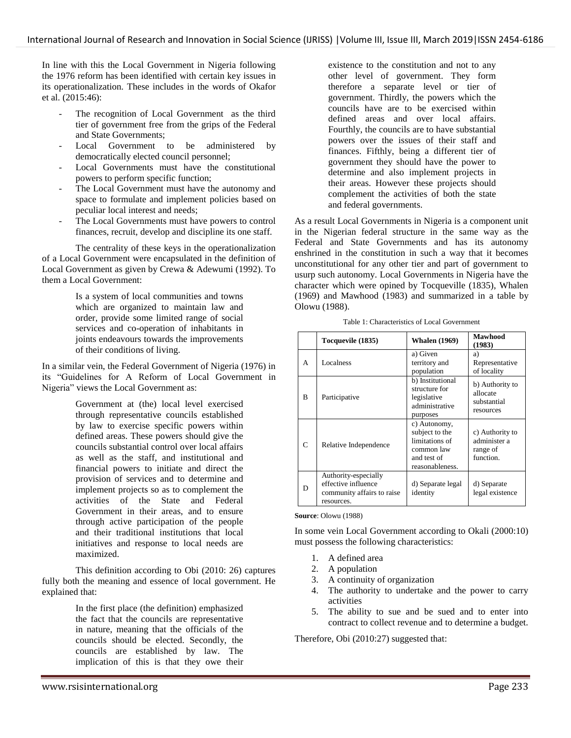In line with this the Local Government in Nigeria following the 1976 reform has been identified with certain key issues in its operationalization. These includes in the words of Okafor et al. (2015:46):

- The recognition of Local Government as the third tier of government free from the grips of the Federal and State Governments;
- Local Government to be administered by democratically elected council personnel;
- Local Governments must have the constitutional powers to perform specific function;
- The Local Government must have the autonomy and space to formulate and implement policies based on peculiar local interest and needs;
- The Local Governments must have powers to control finances, recruit, develop and discipline its one staff.

The centrality of these keys in the operationalization of a Local Government were encapsulated in the definition of Local Government as given by Crewa & Adewumi (1992). To them a Local Government:

> Is a system of local communities and towns which are organized to maintain law and order, provide some limited range of social services and co-operation of inhabitants in joints endeavours towards the improvements of their conditions of living.

In a similar vein, the Federal Government of Nigeria (1976) in its "Guidelines for A Reform of Local Government in Nigeria" views the Local Government as:

> Government at (the) local level exercised through representative councils established by law to exercise specific powers within defined areas. These powers should give the councils substantial control over local affairs as well as the staff, and institutional and financial powers to initiate and direct the provision of services and to determine and implement projects so as to complement the activities of the State and Federal Government in their areas, and to ensure through active participation of the people and their traditional institutions that local initiatives and response to local needs are maximized.

This definition according to Obi (2010: 26) captures fully both the meaning and essence of local government. He explained that:

> In the first place (the definition) emphasized the fact that the councils are representative in nature, meaning that the officials of the councils should be elected. Secondly, the councils are established by law. The implication of this is that they owe their existence to the constitution and not to any other level of government. They form therefore a separate level or tier of government. Thirdly, the powers which the councils have are to be exercised within defined areas and over local affairs. Fourthly, the councils are to have substantial powers over the issues of their staff and finances. Fifthly, being a different tier of government they should have the power to determine and also implement projects in their areas. However these projects should complement the activities of both the state and federal governments.

As a result Local Governments in Nigeria is a component unit in the Nigerian federal structure in the same way as the Federal and State Governments and has its autonomy enshrined in the constitution in such a way that it becomes unconstitutional for any other tier and part of government to usurp such autonomy. Local Governments in Nigeria have the character which were opined by Tocqueville (1835), Whalen (1969) and Mawhood (1983) and summarized in a table by Olowu (1988).

Table 1: Characteristics of Local Government

| | Tocquevile (1835) | Whalen (1969) | Mawhood (1983) |
|---|---|---|---|
| A | Localness | a) Given territory and population | a) Representative of locality |
| B | Participative | b) Institutional structure for legislative administrative purposes | b) Authority to allocate substantial resources |
| C | Relative Independence | c) Autonomy, subject to the limitations of common law and test of reasonableness. | c) Authority to administer a range of function. |
| D | Authority-especially effective influence community affairs to raise resources. | d) Separate legal identity | d) Separate legal existence |

**Source**: Olowu (1988)

In some vein Local Government according to Okali (2000:10) must possess the following characteristics:

1. A defined area
2. A population
3. A continuity of organization
4. The authority to undertake and the power to carry activities
5. The ability to sue and be sued and to enter into contract to collect revenue and to determine a budget.

Therefore, Obi (2010:27) suggested that: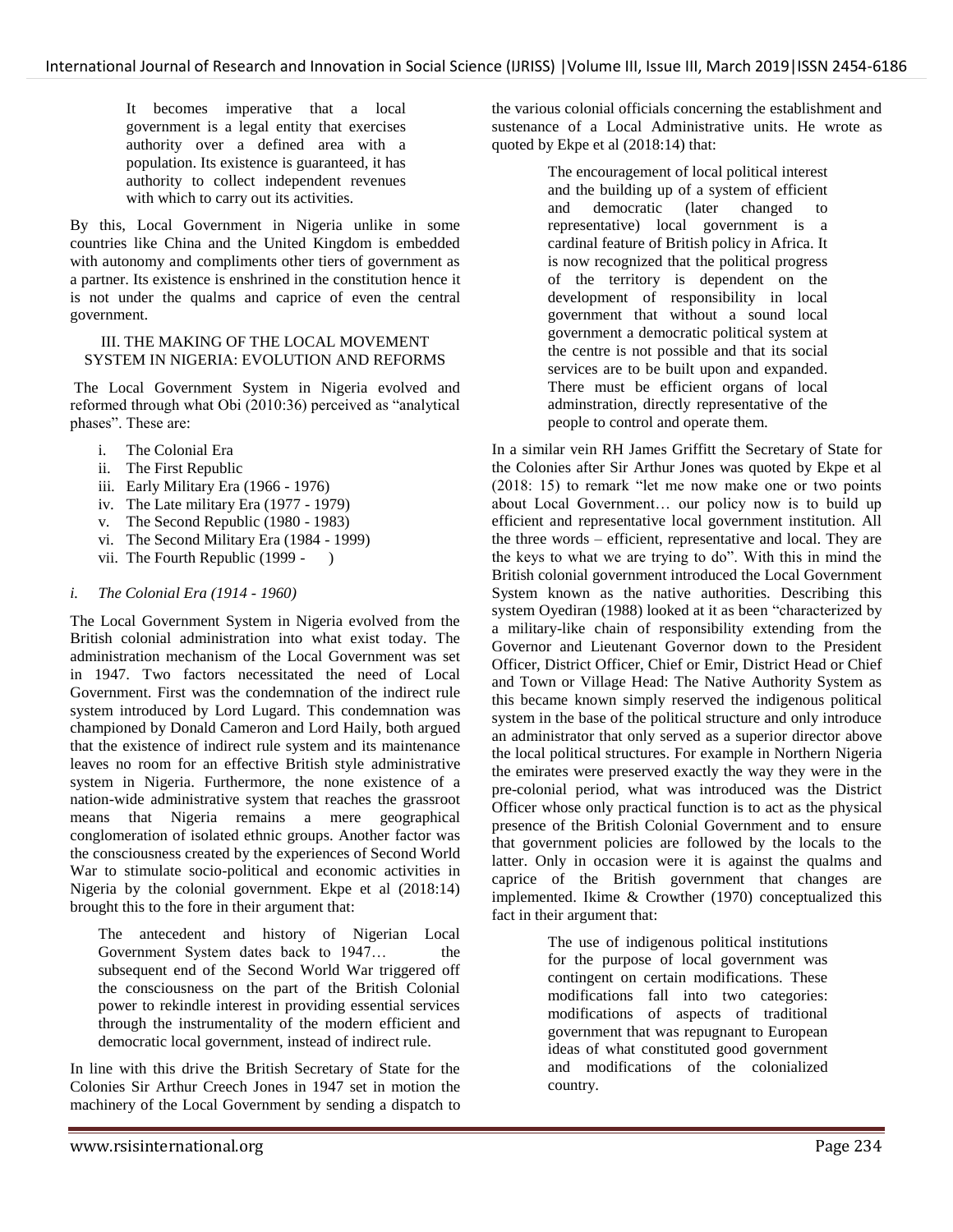> It becomes imperative that a local government is a legal entity that exercises authority over a defined area with a population. Its existence is guaranteed, it has authority to collect independent revenues with which to carry out its activities.

By this, Local Government in Nigeria unlike in some countries like China and the United Kingdom is embedded with autonomy and compliments other tiers of government as a partner. Its existence is enshrined in the constitution hence it is not under the qualms and caprice of even the central government.

## III. THE MAKING OF THE LOCAL MOVEMENT SYSTEM IN NIGERIA: EVOLUTION AND REFORMS

The Local Government System in Nigeria evolved and reformed through what Obi (2010:36) perceived as "analytical phases". These are:

i. The Colonial Era
ii. The First Republic
iii. Early Military Era (1966 - 1976)
iv. The Late military Era (1977 - 1979)
v. The Second Republic (1980 - 1983)
vi. The Second Military Era (1984 - 1999)
vii. The Fourth Republic (1999 - )

### *i. The Colonial Era (1914 - 1960)*

The Local Government System in Nigeria evolved from the British colonial administration into what exist today. The administration mechanism of the Local Government was set in 1947. Two factors necessitated the need of Local Government. First was the condemnation of the indirect rule system introduced by Lord Lugard. This condemnation was championed by Donald Cameron and Lord Haily, both argued that the existence of indirect rule system and its maintenance leaves no room for an effective British style administrative system in Nigeria. Furthermore, the none existence of a nation-wide administrative system that reaches the grassroot means that Nigeria remains a mere geographical conglomeration of isolated ethnic groups. Another factor was the consciousness created by the experiences of Second World War to stimulate socio-political and economic activities in Nigeria by the colonial government. Ekpe et al (2018:14) brought this to the fore in their argument that:

> The antecedent and history of Nigerian Local Government System dates back to 1947… the subsequent end of the Second World War triggered off the consciousness on the part of the British Colonial power to rekindle interest in providing essential services through the instrumentality of the modern efficient and democratic local government, instead of indirect rule.

In line with this drive the British Secretary of State for the Colonies Sir Arthur Creech Jones in 1947 set in motion the machinery of the Local Government by sending a dispatch to the various colonial officials concerning the establishment and sustenance of a Local Administrative units. He wrote as quoted by Ekpe et al (2018:14) that:

> The encouragement of local political interest and the building up of a system of efficient and democratic (later changed to representative) local government is a cardinal feature of British policy in Africa. It is now recognized that the political progress of the territory is dependent on the development of responsibility in local government that without a sound local government a democratic political system at the centre is not possible and that its social services are to be built upon and expanded. There must be efficient organs of local adminstration, directly representative of the people to control and operate them.

In a similar vein RH James Griffitt the Secretary of State for the Colonies after Sir Arthur Jones was quoted by Ekpe et al (2018: 15) to remark "let me now make one or two points about Local Government… our policy now is to build up efficient and representative local government institution. All the three words – efficient, representative and local. They are the keys to what we are trying to do". With this in mind the British colonial government introduced the Local Government System known as the native authorities. Describing this system Oyediran (1988) looked at it as been "characterized by a military-like chain of responsibility extending from the Governor and Lieutenant Governor down to the President Officer, District Officer, Chief or Emir, District Head or Chief and Town or Village Head: The Native Authority System as this became known simply reserved the indigenous political system in the base of the political structure and only introduce an administrator that only served as a superior director above the local political structures. For example in Northern Nigeria the emirates were preserved exactly the way they were in the pre-colonial period, what was introduced was the District Officer whose only practical function is to act as the physical presence of the British Colonial Government and to ensure that government policies are followed by the locals to the latter. Only in occasion were it is against the qualms and caprice of the British government that changes are implemented. Ikime & Crowther (1970) conceptualized this fact in their argument that:

> The use of indigenous political institutions for the purpose of local government was contingent on certain modifications. These modifications fall into two categories: modifications of aspects of traditional government that was repugnant to European ideas of what constituted good government and modifications of the colonialized country.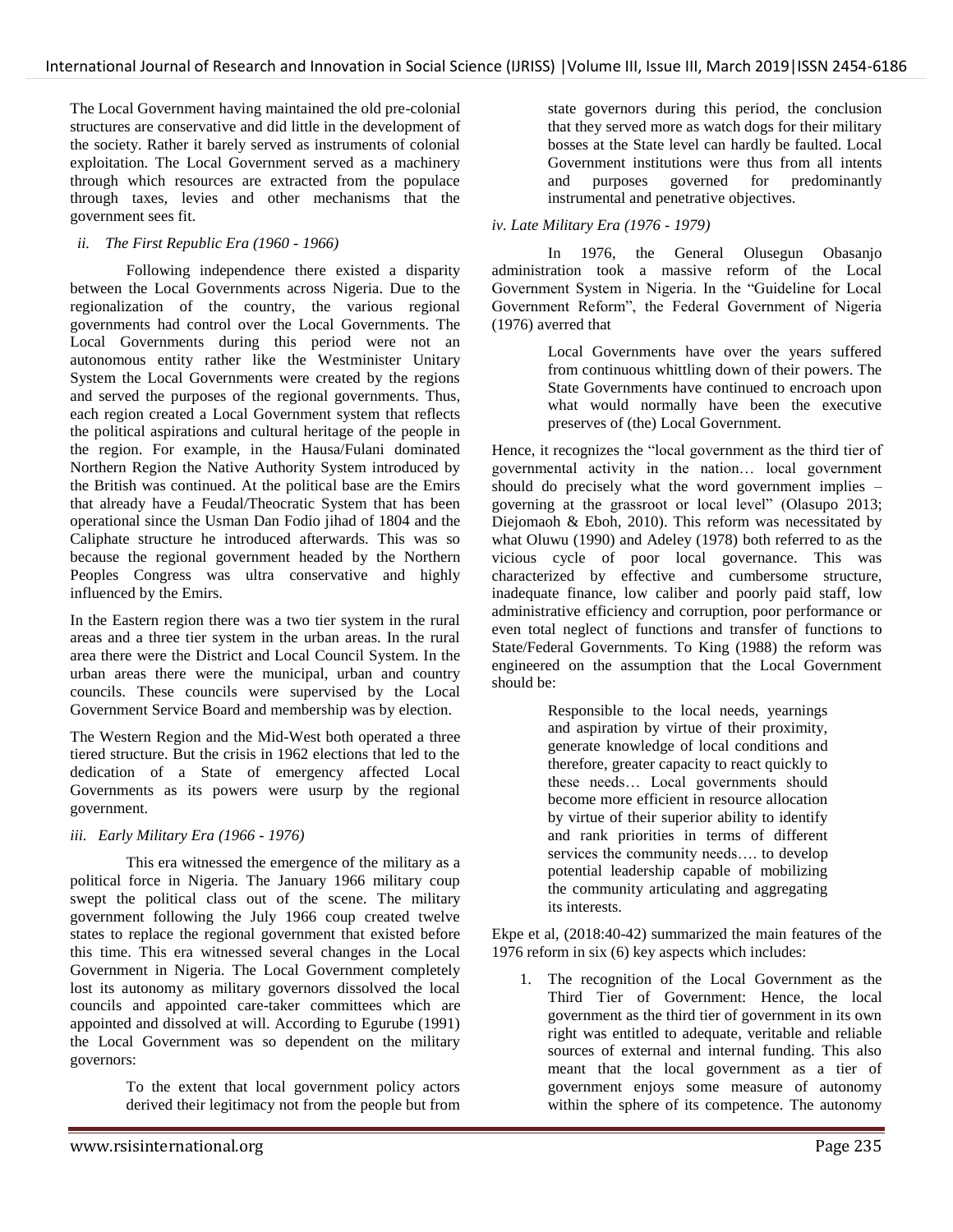The Local Government having maintained the old pre-colonial structures are conservative and did little in the development of the society. Rather it barely served as instruments of colonial exploitation. The Local Government served as a machinery through which resources are extracted from the populace through taxes, levies and other mechanisms that the government sees fit.

*ii. The First Republic Era (1960 - 1966)*

Following independence there existed a disparity between the Local Governments across Nigeria. Due to the regionalization of the country, the various regional governments had control over the Local Governments. The Local Governments during this period were not an autonomous entity rather like the Westminister Unitary System the Local Governments were created by the regions and served the purposes of the regional governments. Thus, each region created a Local Government system that reflects the political aspirations and cultural heritage of the people in the region. For example, in the Hausa/Fulani dominated Northern Region the Native Authority System introduced by the British was continued. At the political base are the Emirs that already have a Feudal/Theocratic System that has been operational since the Usman Dan Fodio jihad of 1804 and the Caliphate structure he introduced afterwards. This was so because the regional government headed by the Northern Peoples Congress was ultra conservative and highly influenced by the Emirs.

In the Eastern region there was a two tier system in the rural areas and a three tier system in the urban areas. In the rural area there were the District and Local Council System. In the urban areas there were the municipal, urban and country councils. These councils were supervised by the Local Government Service Board and membership was by election.

The Western Region and the Mid-West both operated a three tiered structure. But the crisis in 1962 elections that led to the dedication of a State of emergency affected Local Governments as its powers were usurp by the regional government.

*iii. Early Military Era (1966 - 1976)*

This era witnessed the emergence of the military as a political force in Nigeria. The January 1966 military coup swept the political class out of the scene. The military government following the July 1966 coup created twelve states to replace the regional government that existed before this time. This era witnessed several changes in the Local Government in Nigeria. The Local Government completely lost its autonomy as military governors dissolved the local councils and appointed care-taker committees which are appointed and dissolved at will. According to Egurube (1991) the Local Government was so dependent on the military governors:

> To the extent that local government policy actors derived their legitimacy not from the people but from state governors during this period, the conclusion that they served more as watch dogs for their military bosses at the State level can hardly be faulted. Local Government institutions were thus from all intents and purposes governed for predominantly instrumental and penetrative objectives.

*iv. Late Military Era (1976 - 1979)*

In 1976, the General Olusegun Obasanjo administration took a massive reform of the Local Government System in Nigeria. In the "Guideline for Local Government Reform", the Federal Government of Nigeria (1976) averred that

> Local Governments have over the years suffered from continuous whittling down of their powers. The State Governments have continued to encroach upon what would normally have been the executive preserves of (the) Local Government.

Hence, it recognizes the "local government as the third tier of governmental activity in the nation… local government should do precisely what the word government implies – governing at the grassroot or local level" (Olasupo 2013; Diejomaoh & Eboh, 2010). This reform was necessitated by what Oluwu (1990) and Adeley (1978) both referred to as the vicious cycle of poor local governance. This was characterized by effective and cumbersome structure, inadequate finance, low caliber and poorly paid staff, low administrative efficiency and corruption, poor performance or even total neglect of functions and transfer of functions to State/Federal Governments. To King (1988) the reform was engineered on the assumption that the Local Government should be:

> Responsible to the local needs, yearnings and aspiration by virtue of their proximity, generate knowledge of local conditions and therefore, greater capacity to react quickly to these needs… Local governments should become more efficient in resource allocation by virtue of their superior ability to identify and rank priorities in terms of different services the community needs…. to develop potential leadership capable of mobilizing the community articulating and aggregating its interests.

Ekpe et al, (2018:40-42) summarized the main features of the 1976 reform in six (6) key aspects which includes:

1. The recognition of the Local Government as the Third Tier of Government: Hence, the local government as the third tier of government in its own right was entitled to adequate, veritable and reliable sources of external and internal funding. This also meant that the local government as a tier of government enjoys some measure of autonomy within the sphere of its competence. The autonomy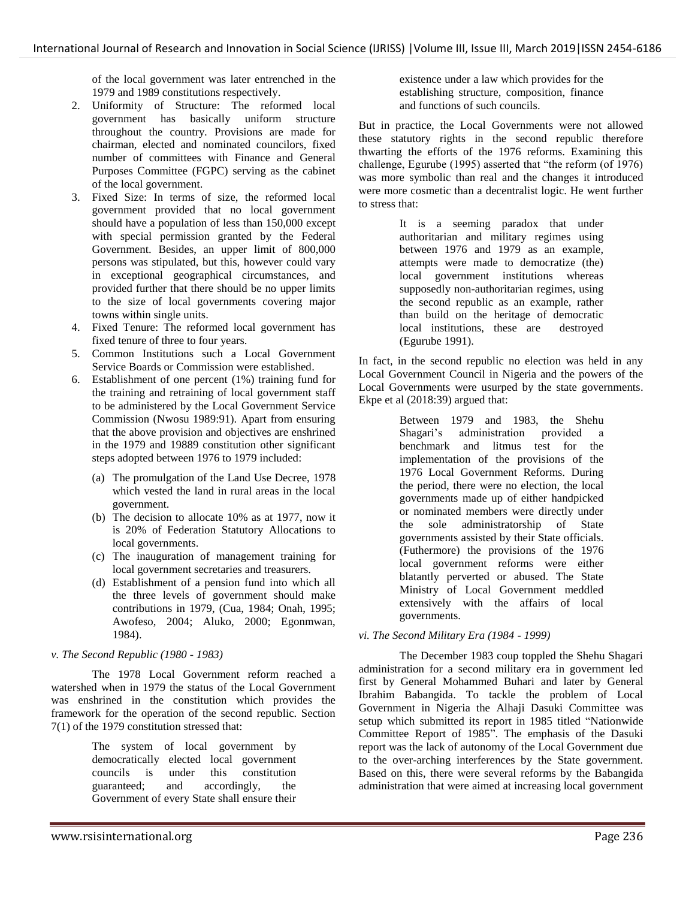of the local government was later entrenched in the 1979 and 1989 constitutions respectively.

2. Uniformity of Structure: The reformed local government has basically uniform structure throughout the country. Provisions are made for chairman, elected and nominated councilors, fixed number of committees with Finance and General Purposes Committee (FGPC) serving as the cabinet of the local government.
3. Fixed Size: In terms of size, the reformed local government provided that no local government should have a population of less than 150,000 except with special permission granted by the Federal Government. Besides, an upper limit of 800,000 persons was stipulated, but this, however could vary in exceptional geographical circumstances, and provided further that there should be no upper limits to the size of local governments covering major towns within single units.
4. Fixed Tenure: The reformed local government has fixed tenure of three to four years.
5. Common Institutions such a Local Government Service Boards or Commission were established.
6. Establishment of one percent (1%) training fund for the training and retraining of local government staff to be administered by the Local Government Service Commission (Nwosu 1989:91). Apart from ensuring that the above provision and objectives are enshrined in the 1979 and 19889 constitution other significant steps adopted between 1976 to 1979 included:
   (a) The promulgation of the Land Use Decree, 1978 which vested the land in rural areas in the local government.
   (b) The decision to allocate 10% as at 1977, now it is 20% of Federation Statutory Allocations to local governments.
   (c) The inauguration of management training for local government secretaries and treasurers.
   (d) Establishment of a pension fund into which all the three levels of government should make contributions in 1979, (Cua, 1984; Onah, 1995; Awofeso, 2004; Aluko, 2000; Egonmwan, 1984).

*v. The Second Republic (1980 - 1983)*

The 1978 Local Government reform reached a watershed when in 1979 the status of the Local Government was enshrined in the constitution which provides the framework for the operation of the second republic. Section 7(1) of the 1979 constitution stressed that:

> The system of local government by democratically elected local government councils is under this constitution guaranteed; and accordingly, the Government of every State shall ensure their existence under a law which provides for the establishing structure, composition, finance and functions of such councils.

But in practice, the Local Governments were not allowed these statutory rights in the second republic therefore thwarting the efforts of the 1976 reforms. Examining this challenge, Egurube (1995) asserted that "the reform (of 1976) was more symbolic than real and the changes it introduced were more cosmetic than a decentralist logic. He went further to stress that:

> It is a seeming paradox that under authoritarian and military regimes using between 1976 and 1979 as an example, attempts were made to democratize (the) local government institutions whereas supposedly non-authoritarian regimes, using the second republic as an example, rather than build on the heritage of democratic local institutions, these are destroyed (Egurube 1991).

In fact, in the second republic no election was held in any Local Government Council in Nigeria and the powers of the Local Governments were usurped by the state governments. Ekpe et al (2018:39) argued that:

> Between 1979 and 1983, the Shehu Shagari's administration provided a benchmark and litmus test for the implementation of the provisions of the 1976 Local Government Reforms. During the period, there were no election, the local governments made up of either handpicked or nominated members were directly under the sole administratorship of State governments assisted by their State officials. (Futhermore) the provisions of the 1976 local government reforms were either blatantly perverted or abused. The State Ministry of Local Government meddled extensively with the affairs of local governments.

*vi. The Second Military Era (1984 - 1999)*

The December 1983 coup toppled the Shehu Shagari administration for a second military era in government led first by General Mohammed Buhari and later by General Ibrahim Babangida. To tackle the problem of Local Government in Nigeria the Alhaji Dasuki Committee was setup which submitted its report in 1985 titled "Nationwide Committee Report of 1985". The emphasis of the Dasuki report was the lack of autonomy of the Local Government due to the over-arching interferences by the State government. Based on this, there were several reforms by the Babangida administration that were aimed at increasing local government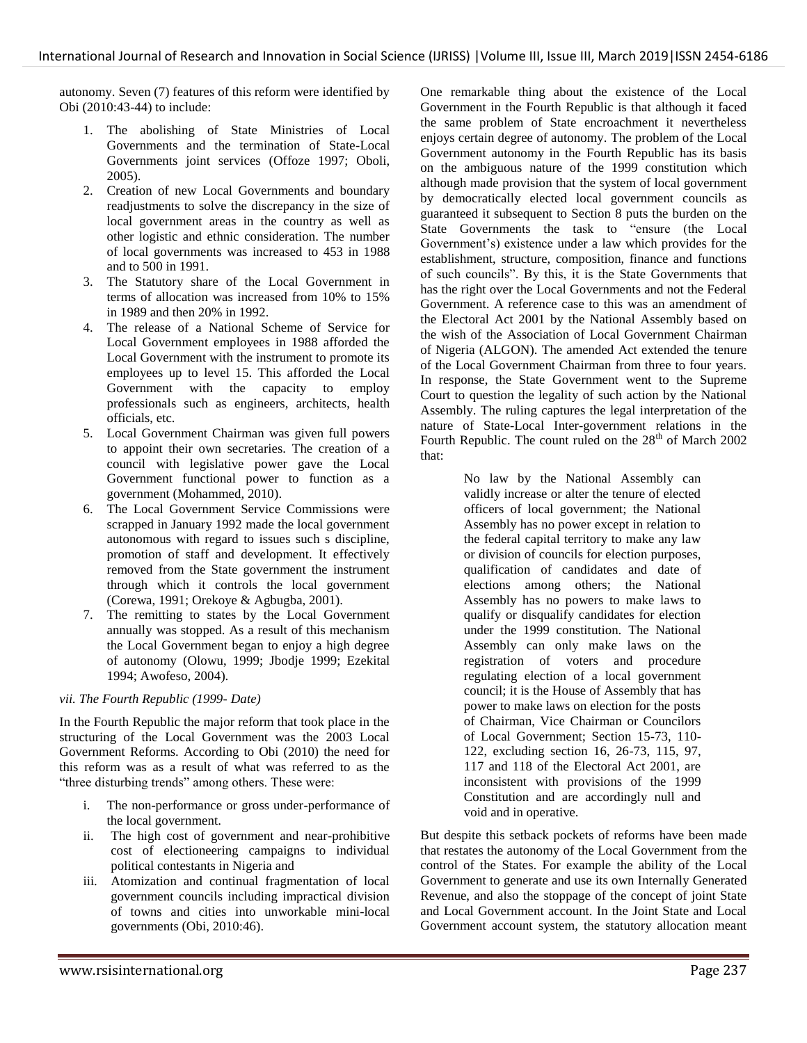autonomy. Seven (7) features of this reform were identified by Obi (2010:43-44) to include:

1. The abolishing of State Ministries of Local Governments and the termination of State-Local Governments joint services (Offoze 1997; Oboli, 2005).
2. Creation of new Local Governments and boundary readjustments to solve the discrepancy in the size of local government areas in the country as well as other logistic and ethnic consideration. The number of local governments was increased to 453 in 1988 and to 500 in 1991.
3. The Statutory share of the Local Government in terms of allocation was increased from 10% to 15% in 1989 and then 20% in 1992.
4. The release of a National Scheme of Service for Local Government employees in 1988 afforded the Local Government with the instrument to promote its employees up to level 15. This afforded the Local Government with the capacity to employ professionals such as engineers, architects, health officials, etc.
5. Local Government Chairman was given full powers to appoint their own secretaries. The creation of a council with legislative power gave the Local Government functional power to function as a government (Mohammed, 2010).
6. The Local Government Service Commissions were scrapped in January 1992 made the local government autonomous with regard to issues such s discipline, promotion of staff and development. It effectively removed from the State government the instrument through which it controls the local government (Corewa, 1991; Orekoye & Agbugba, 2001).
7. The remitting to states by the Local Government annually was stopped. As a result of this mechanism the Local Government began to enjoy a high degree of autonomy (Olowu, 1999; Jbodje 1999; Ezekital 1994; Awofeso, 2004).

*vii. The Fourth Republic (1999- Date)*

In the Fourth Republic the major reform that took place in the structuring of the Local Government was the 2003 Local Government Reforms. According to Obi (2010) the need for this reform was as a result of what was referred to as the "three disturbing trends" among others. These were:

i. The non-performance or gross under-performance of the local government.
ii. The high cost of government and near-prohibitive cost of electioneering campaigns to individual political contestants in Nigeria and
iii. Atomization and continual fragmentation of local government councils including impractical division of towns and cities into unworkable mini-local governments (Obi, 2010:46).

One remarkable thing about the existence of the Local Government in the Fourth Republic is that although it faced the same problem of State encroachment it nevertheless enjoys certain degree of autonomy. The problem of the Local Government autonomy in the Fourth Republic has its basis on the ambiguous nature of the 1999 constitution which although made provision that the system of local government by democratically elected local government councils as guaranteed it subsequent to Section 8 puts the burden on the State Governments the task to "ensure (the Local Government's) existence under a law which provides for the establishment, structure, composition, finance and functions of such councils". By this, it is the State Governments that has the right over the Local Governments and not the Federal Government. A reference case to this was an amendment of the Electoral Act 2001 by the National Assembly based on the wish of the Association of Local Government Chairman of Nigeria (ALGON). The amended Act extended the tenure of the Local Government Chairman from three to four years. In response, the State Government went to the Supreme Court to question the legality of such action by the National Assembly. The ruling captures the legal interpretation of the nature of State-Local Inter-government relations in the Fourth Republic. The count ruled on the 28th of March 2002 that:

> No law by the National Assembly can validly increase or alter the tenure of elected officers of local government; the National Assembly has no power except in relation to the federal capital territory to make any law or division of councils for election purposes, qualification of candidates and date of elections among others; the National Assembly has no powers to make laws to qualify or disqualify candidates for election under the 1999 constitution. The National Assembly can only make laws on the registration of voters and procedure regulating election of a local government council; it is the House of Assembly that has power to make laws on election for the posts of Chairman, Vice Chairman or Councilors of Local Government; Section 15-73, 110-122, excluding section 16, 26-73, 115, 97, 117 and 118 of the Electoral Act 2001, are inconsistent with provisions of the 1999 Constitution and are accordingly null and void and in operative.

But despite this setback pockets of reforms have been made that restates the autonomy of the Local Government from the control of the States. For example the ability of the Local Government to generate and use its own Internally Generated Revenue, and also the stoppage of the concept of joint State and Local Government account. In the Joint State and Local Government account system, the statutory allocation meant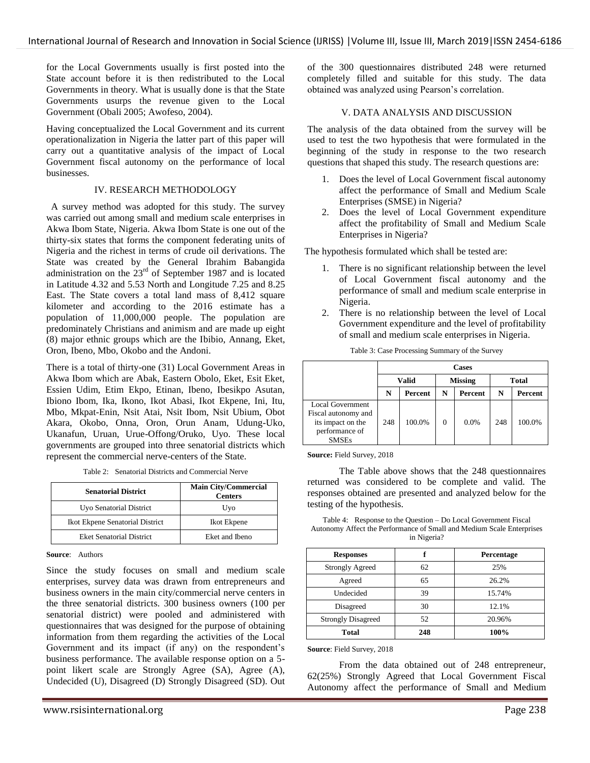for the Local Governments usually is first posted into the State account before it is then redistributed to the Local Governments in theory. What is usually done is that the State Governments usurps the revenue given to the Local Government (Obali 2005; Awofeso, 2004).

Having conceptualized the Local Government and its current operationalization in Nigeria the latter part of this paper will carry out a quantitative analysis of the impact of Local Government fiscal autonomy on the performance of local businesses.

## IV. RESEARCH METHODOLOGY

A survey method was adopted for this study. The survey was carried out among small and medium scale enterprises in Akwa Ibom State, Nigeria. Akwa Ibom State is one out of the thirty-six states that forms the component federating units of Nigeria and the richest in terms of crude oil derivations. The State was created by the General Ibrahim Babangida administration on the 23rd of September 1987 and is located in Latitude 4.32 and 5.53 North and Longitude 7.25 and 8.25 East. The State covers a total land mass of 8,412 square kilometer and according to the 2016 estimate has a population of 11,000,000 people. The population are predominately Christians and animism and are made up eight (8) major ethnic groups which are the Ibibio, Annang, Eket, Oron, Ibeno, Mbo, Okobo and the Andoni.

There is a total of thirty-one (31) Local Government Areas in Akwa Ibom which are Abak, Eastern Obolo, Eket, Esit Eket, Essien Udim, Etim Ekpo, Etinan, Ibeno, Ibesikpo Asutan, Ibiono Ibom, Ika, Ikono, Ikot Abasi, Ikot Ekpene, Ini, Itu, Mbo, Mkpat-Enin, Nsit Atai, Nsit Ibom, Nsit Ubium, Obot Akara, Okobo, Onna, Oron, Orun Anam, Udung-Uko, Ukanafun, Uruan, Urue-Offong/Oruko, Uyo. These local governments are grouped into three senatorial districts which represent the commercial nerve-centers of the State.

Table 2: Senatorial Districts and Commercial Nerve

| Senatorial District | Main City/Commercial Centers |
|---|---|
| Uyo Senatorial District | Uyo |
| Ikot Ekpene Senatorial District | Ikot Ekpene |
| Eket Senatorial District | Eket and Ibeno |

**Source**: Authors

Since the study focuses on small and medium scale enterprises, survey data was drawn from entrepreneurs and business owners in the main city/commercial nerve centers in the three senatorial districts. 300 business owners (100 per senatorial district) were pooled and administered with questionnaires that was designed for the purpose of obtaining information from them regarding the activities of the Local Government and its impact (if any) on the respondent's business performance. The available response option on a 5-point likert scale are Strongly Agree (SA), Agree (A), Undecided (U), Disagreed (D) Strongly Disagreed (SD). Out of the 300 questionnaires distributed 248 were returned completely filled and suitable for this study. The data obtained was analyzed using Pearson's correlation.

## V. DATA ANALYSIS AND DISCUSSION

The analysis of the data obtained from the survey will be used to test the two hypothesis that were formulated in the beginning of the study in response to the two research questions that shaped this study. The research questions are:

1. Does the level of Local Government fiscal autonomy affect the performance of Small and Medium Scale Enterprises (SMSE) in Nigeria?
2. Does the level of Local Government expenditure affect the profitability of Small and Medium Scale Enterprises in Nigeria?

The hypothesis formulated which shall be tested are:

1. There is no significant relationship between the level of Local Government fiscal autonomy and the performance of small and medium scale enterprise in Nigeria.
2. There is no relationship between the level of Local Government expenditure and the level of profitability of small and medium scale enterprises in Nigeria.

Table 3: Case Processing Summary of the Survey

| | Cases | | | | | |
|---|---|---|---|---|---|---|
| | Valid | | Missing | | Total | |
| | N | Percent | N | Percent | N | Percent |
| Local Government Fiscal autonomy and its impact on the performance of SMSEs | 248 | 100.0% | 0 | 0.0% | 248 | 100.0% |

**Source:** Field Survey, 2018

The Table above shows that the 248 questionnaires returned was considered to be complete and valid. The responses obtained are presented and analyzed below for the testing of the hypothesis.

Table 4: Response to the Question – Do Local Government Fiscal Autonomy Affect the Performance of Small and Medium Scale Enterprises in Nigeria?

| Responses | f | Percentage |
|---|---|---|
| Strongly Agreed | 62 | 25% |
| Agreed | 65 | 26.2% |
| Undecided | 39 | 15.74% |
| Disagreed | 30 | 12.1% |
| Strongly Disagreed | 52 | 20.96% |
| **Total** | **248** | **100%** |

**Source**: Field Survey, 2018

From the data obtained out of 248 entrepreneur, 62(25%) Strongly Agreed that Local Government Fiscal Autonomy affect the performance of Small and Medium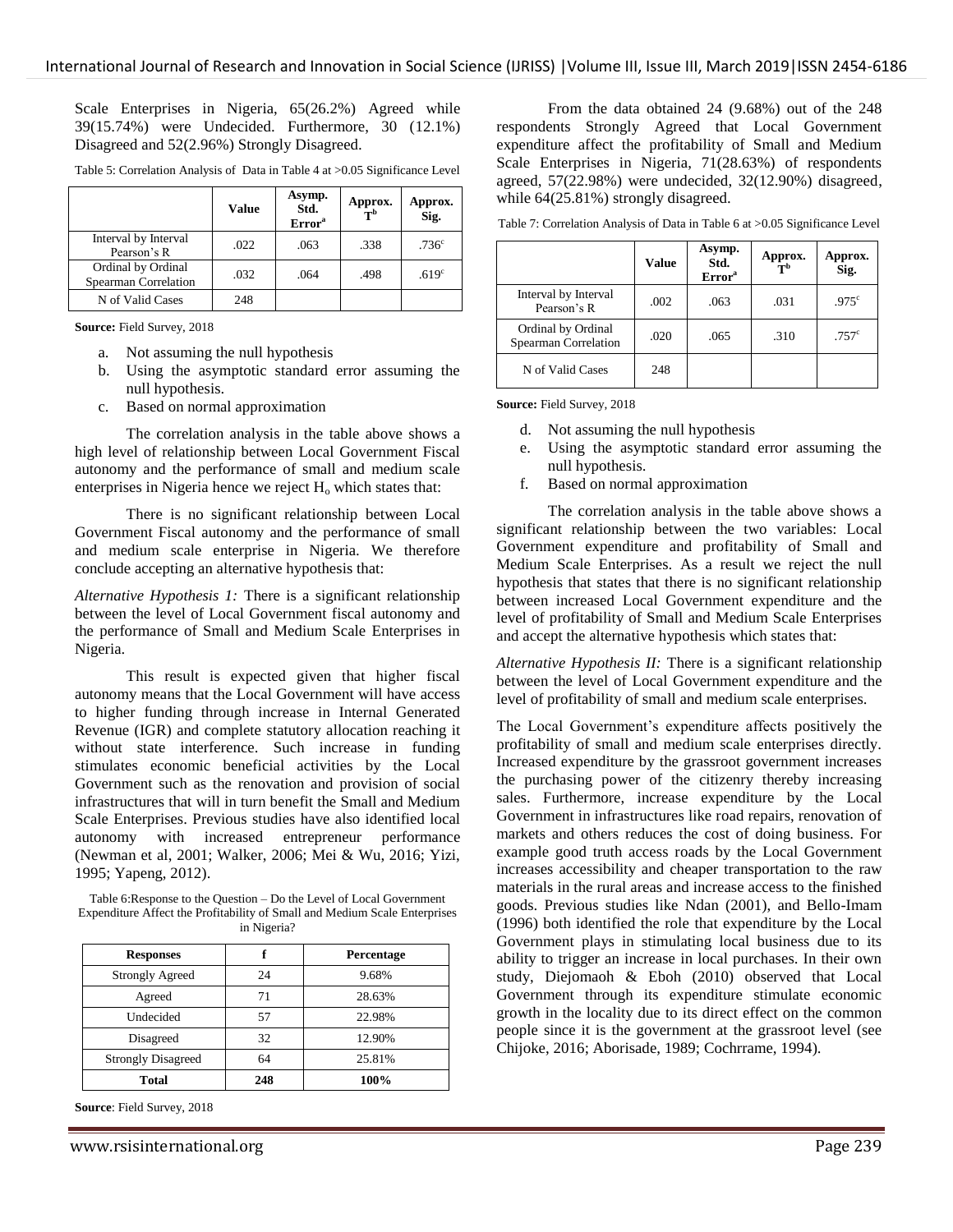Scale Enterprises in Nigeria, 65(26.2%) Agreed while 39(15.74%) were Undecided. Furthermore, 30 (12.1%) Disagreed and 52(2.96%) Strongly Disagreed.

Table 5: Correlation Analysis of Data in Table 4 at >0.05 Significance Level

| | Value | Asymp. Std. Error[a] | Approx. T[b] | Approx. Sig. |
|---|---|---|---|---|
| Interval by Interval Pearson's R | .022 | .063 | .338 | .736[c] |
| Ordinal by Ordinal Spearman Correlation | .032 | .064 | .498 | .619[c] |
| N of Valid Cases | 248 | | | |

**Source:** Field Survey, 2018

a. Not assuming the null hypothesis
b. Using the asymptotic standard error assuming the null hypothesis.
c. Based on normal approximation

The correlation analysis in the table above shows a high level of relationship between Local Government Fiscal autonomy and the performance of small and medium scale enterprises in Nigeria hence we reject $H_o$ which states that:

There is no significant relationship between Local Government Fiscal autonomy and the performance of small and medium scale enterprise in Nigeria. We therefore conclude accepting an alternative hypothesis that:

*Alternative Hypothesis 1:* There is a significant relationship between the level of Local Government fiscal autonomy and the performance of Small and Medium Scale Enterprises in Nigeria.

This result is expected given that higher fiscal autonomy means that the Local Government will have access to higher funding through increase in Internal Generated Revenue (IGR) and complete statutory allocation reaching it without state interference. Such increase in funding stimulates economic beneficial activities by the Local Government such as the renovation and provision of social infrastructures that will in turn benefit the Small and Medium Scale Enterprises. Previous studies have also identified local autonomy with increased entrepreneur performance (Newman et al, 2001; Walker, 2006; Mei & Wu, 2016; Yizi, 1995; Yapeng, 2012).

Table 6:Response to the Question – Do the Level of Local Government Expenditure Affect the Profitability of Small and Medium Scale Enterprises in Nigeria?

| Responses | f | Percentage |
|---|---|---|
| Strongly Agreed | 24 | 9.68% |
| Agreed | 71 | 28.63% |
| Undecided | 57 | 22.98% |
| Disagreed | 32 | 12.90% |
| Strongly Disagreed | 64 | 25.81% |
| **Total** | **248** | **100%** |

**Source**: Field Survey, 2018

From the data obtained 24 (9.68%) out of the 248 respondents Strongly Agreed that Local Government expenditure affect the profitability of Small and Medium Scale Enterprises in Nigeria, 71(28.63%) of respondents agreed, 57(22.98%) were undecided, 32(12.90%) disagreed, while 64(25.81%) strongly disagreed.

Table 7: Correlation Analysis of Data in Table 6 at >0.05 Significance Level

| | Value | Asymp. Std. Error[a] | Approx. T[b] | Approx. Sig. |
|---|---|---|---|---|
| Interval by Interval Pearson's R | .002 | .063 | .031 | .975[c] |
| Ordinal by Ordinal Spearman Correlation | .020 | .065 | .310 | .757[c] |
| N of Valid Cases | 248 | | | |

**Source:** Field Survey, 2018

d. Not assuming the null hypothesis
e. Using the asymptotic standard error assuming the null hypothesis.
f. Based on normal approximation

The correlation analysis in the table above shows a significant relationship between the two variables: Local Government expenditure and profitability of Small and Medium Scale Enterprises. As a result we reject the null hypothesis that states that there is no significant relationship between increased Local Government expenditure and the level of profitability of Small and Medium Scale Enterprises and accept the alternative hypothesis which states that:

*Alternative Hypothesis II:* There is a significant relationship between the level of Local Government expenditure and the level of profitability of small and medium scale enterprises.

The Local Government's expenditure affects positively the profitability of small and medium scale enterprises directly. Increased expenditure by the grassroot government increases the purchasing power of the citizenry thereby increasing sales. Furthermore, increase expenditure by the Local Government in infrastructures like road repairs, renovation of markets and others reduces the cost of doing business. For example good truth access roads by the Local Government increases accessibility and cheaper transportation to the raw materials in the rural areas and increase access to the finished goods. Previous studies like Ndan (2001), and Bello-Imam (1996) both identified the role that expenditure by the Local Government plays in stimulating local business due to its ability to trigger an increase in local purchases. In their own study, Diejomaoh & Eboh (2010) observed that Local Government through its expenditure stimulate economic growth in the locality due to its direct effect on the common people since it is the government at the grassroot level (see Chijoke, 2016; Aborisade, 1989; Cochrrame, 1994).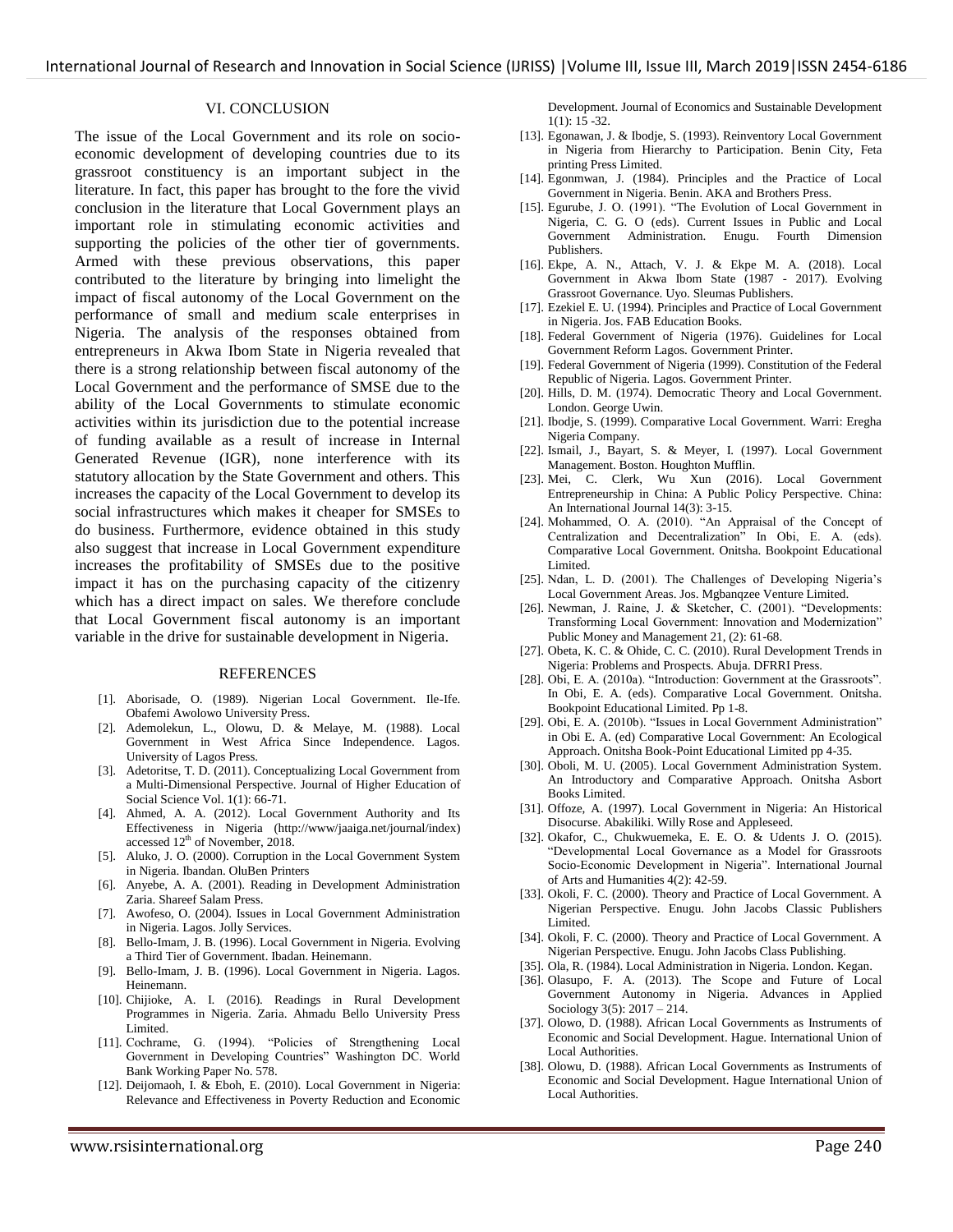## VI. CONCLUSION

The issue of the Local Government and its role on socio-economic development of developing countries due to its grassroot constituency is an important subject in the literature. In fact, this paper has brought to the fore the vivid conclusion in the literature that Local Government plays an important role in stimulating economic activities and supporting the policies of the other tier of governments. Armed with these previous observations, this paper contributed to the literature by bringing into limelight the impact of fiscal autonomy of the Local Government on the performance of small and medium scale enterprises in Nigeria. The analysis of the responses obtained from entrepreneurs in Akwa Ibom State in Nigeria revealed that there is a strong relationship between fiscal autonomy of the Local Government and the performance of SMSE due to the ability of the Local Governments to stimulate economic activities within its jurisdiction due to the potential increase of funding available as a result of increase in Internal Generated Revenue (IGR), none interference with its statutory allocation by the State Government and others. This increases the capacity of the Local Government to develop its social infrastructures which makes it cheaper for SMSEs to do business. Furthermore, evidence obtained in this study also suggest that increase in Local Government expenditure increases the profitability of SMSEs due to the positive impact it has on the purchasing capacity of the citizenry which has a direct impact on sales. We therefore conclude that Local Government fiscal autonomy is an important variable in the drive for sustainable development in Nigeria.

## REFERENCES

[1]. Aborisade, O. (1989). Nigerian Local Government. Ile-Ife. Obafemi Awolowo University Press.

[2]. Ademolekun, L., Olowu, D. & Melaye, M. (1988). Local Government in West Africa Since Independence. Lagos. University of Lagos Press.

[3]. Adetoritse, T. D. (2011). Conceptualizing Local Government from a Multi-Dimensional Perspective. Journal of Higher Education of Social Science Vol. 1(1): 66-71.

[4]. Ahmed, A. A. (2012). Local Government Authority and Its Effectiveness in Nigeria (http://www/jaaiga.net/journal/index) accessed 12th of November, 2018.

[5]. Aluko, J. O. (2000). Corruption in the Local Government System in Nigeria. Ibandan. OluBen Printers

[6]. Anyebe, A. A. (2001). Reading in Development Administration Zaria. Shareef Salam Press.

[7]. Awofeso, O. (2004). Issues in Local Government Administration in Nigeria. Lagos. Jolly Services.

[8]. Bello-Imam, J. B. (1996). Local Government in Nigeria. Evolving a Third Tier of Government. Ibadan. Heinemann.

[9]. Bello-Imam, J. B. (1996). Local Government in Nigeria. Lagos. Heinemann.

[10]. Chijioke, A. I. (2016). Readings in Rural Development Programmes in Nigeria. Zaria. Ahmadu Bello University Press Limited.

[11]. Cochrame, G. (1994). "Policies of Strengthening Local Government in Developing Countries" Washington DC. World Bank Working Paper No. 578.

[12]. Deijomaoh, I. & Eboh, E. (2010). Local Government in Nigeria: Relevance and Effectiveness in Poverty Reduction and Economic Development. Journal of Economics and Sustainable Development 1(1): 15 -32.

[13]. Egonawan, J. & Ibodje, S. (1993). Reinventory Local Government in Nigeria from Hierarchy to Participation. Benin City, Feta printing Press Limited.

[14]. Egonmwan, J. (1984). Principles and the Practice of Local Government in Nigeria. Benin. AKA and Brothers Press.

[15]. Egurube, J. O. (1991). "The Evolution of Local Government in Nigeria, C. G. O (eds). Current Issues in Public and Local Government Administration. Enugu. Fourth Dimension Publishers.

[16]. Ekpe, A. N., Attach, V. J. & Ekpe M. A. (2018). Local Government in Akwa Ibom State (1987 - 2017). Evolving Grassroot Governance. Uyo. Sleumas Publishers.

[17]. Ezekiel E. U. (1994). Principles and Practice of Local Government in Nigeria. Jos. FAB Education Books.

[18]. Federal Government of Nigeria (1976). Guidelines for Local Government Reform Lagos. Government Printer.

[19]. Federal Government of Nigeria (1999). Constitution of the Federal Republic of Nigeria. Lagos. Government Printer.

[20]. Hills, D. M. (1974). Democratic Theory and Local Government. London. George Uwin.

[21]. Ibodje, S. (1999). Comparative Local Government. Warri: Eregha Nigeria Company.

[22]. Ismail, J., Bayart, S. & Meyer, I. (1997). Local Government Management. Boston. Houghton Mufflin.

[23]. Mei, C. Clerk, Wu Xun (2016). Local Government Entrepreneurship in China: A Public Policy Perspective. China: An International Journal 14(3): 3-15.

[24]. Mohammed, O. A. (2010). "An Appraisal of the Concept of Centralization and Decentralization" In Obi, E. A. (eds). Comparative Local Government. Onitsha. Bookpoint Educational Limited.

[25]. Ndan, L. D. (2001). The Challenges of Developing Nigeria's Local Government Areas. Jos. Mgbanqzee Venture Limited.

[26]. Newman, J. Raine, J. & Sketcher, C. (2001). "Developments: Transforming Local Government: Innovation and Modernization" Public Money and Management 21, (2): 61-68.

[27]. Obeta, K. C. & Ohide, C. C. (2010). Rural Development Trends in Nigeria: Problems and Prospects. Abuja. DFRRI Press.

[28]. Obi, E. A. (2010a). "Introduction: Government at the Grassroots". In Obi, E. A. (eds). Comparative Local Government. Onitsha. Bookpoint Educational Limited. Pp 1-8.

[29]. Obi, E. A. (2010b). "Issues in Local Government Administration" in Obi E. A. (ed) Comparative Local Government: An Ecological Approach. Onitsha Book-Point Educational Limited pp 4-35.

[30]. Oboli, M. U. (2005). Local Government Administration System. An Introductory and Comparative Approach. Onitsha Asbort Books Limited.

[31]. Offoze, A. (1997). Local Government in Nigeria: An Historical Disocurse. Abakiliki. Willy Rose and Appleseed.

[32]. Okafor, C., Chukwuemeka, E. E. O. & Udents J. O. (2015). "Developmental Local Governance as a Model for Grassroots Socio-Economic Development in Nigeria". International Journal of Arts and Humanities 4(2): 42-59.

[33]. Okoli, F. C. (2000). Theory and Practice of Local Government. A Nigerian Perspective. Enugu. John Jacobs Classic Publishers Limited.

[34]. Okoli, F. C. (2000). Theory and Practice of Local Government. A Nigerian Perspective. Enugu. John Jacobs Class Publishing.

[35]. Ola, R. (1984). Local Administration in Nigeria. London. Kegan.

[36]. Olasupo, F. A. (2013). The Scope and Future of Local Government Autonomy in Nigeria. Advances in Applied Sociology 3(5): 2017 – 214.

[37]. Olowo, D. (1988). African Local Governments as Instruments of Economic and Social Development. Hague. International Union of Local Authorities.

[38]. Olowu, D. (1988). African Local Governments as Instruments of Economic and Social Development. Hague International Union of Local Authorities.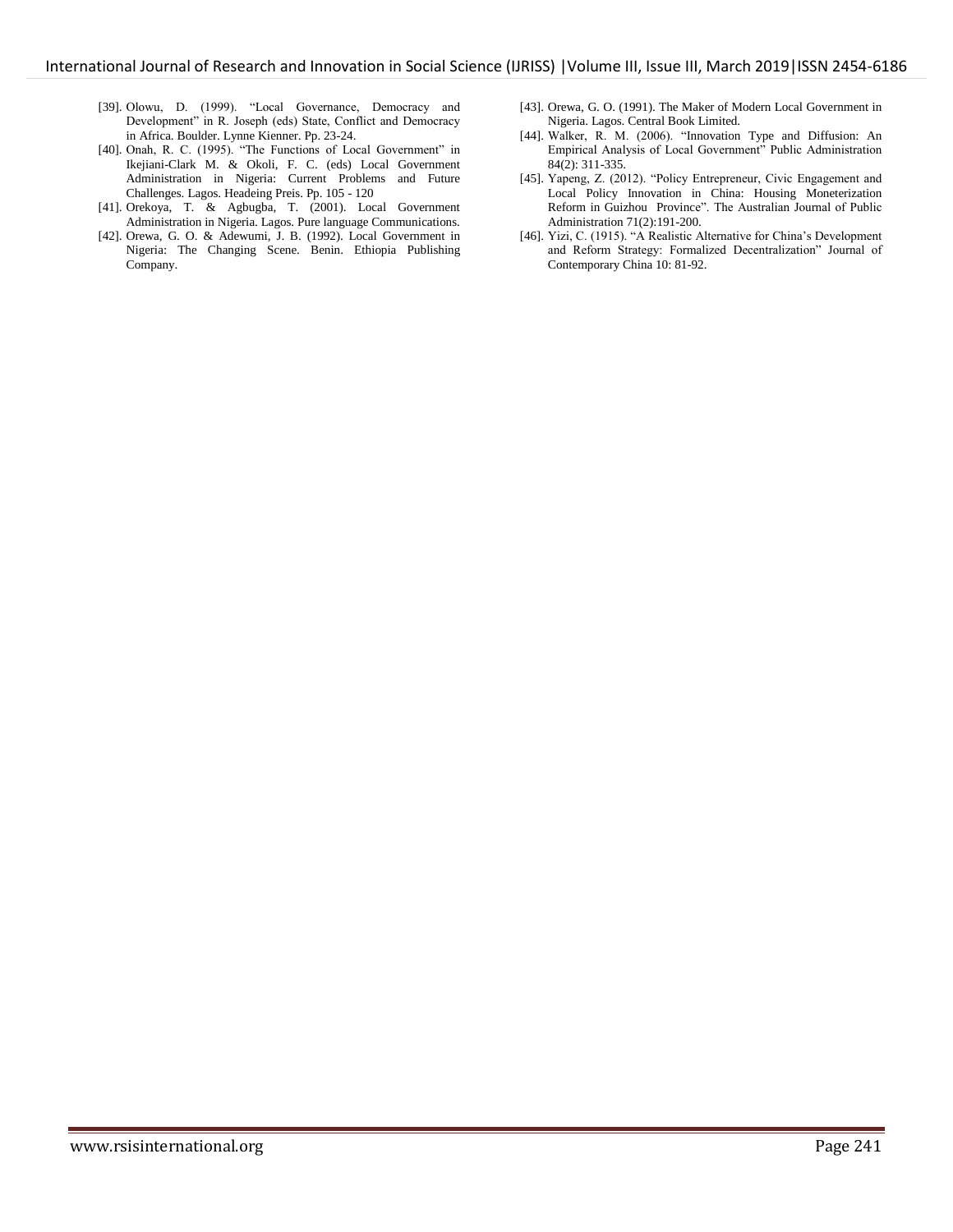[39]. Olowu, D. (1999). "Local Governance, Democracy and Development" in R. Joseph (eds) State, Conflict and Democracy in Africa. Boulder. Lynne Kienner. Pp. 23-24.

[40]. Onah, R. C. (1995). "The Functions of Local Government" in Ikejiani-Clark M. & Okoli, F. C. (eds) Local Government Administration in Nigeria: Current Problems and Future Challenges. Lagos. Headeing Preis. Pp. 105 - 120

[41]. Orekoya, T. & Agbugba, T. (2001). Local Government Administration in Nigeria. Lagos. Pure language Communications.

[42]. Orewa, G. O. & Adewumi, J. B. (1992). Local Government in Nigeria: The Changing Scene. Benin. Ethiopia Publishing Company.

[43]. Orewa, G. O. (1991). The Maker of Modern Local Government in Nigeria. Lagos. Central Book Limited.

[44]. Walker, R. M. (2006). "Innovation Type and Diffusion: An Empirical Analysis of Local Government" Public Administration 84(2): 311-335.

[45]. Yapeng, Z. (2012). "Policy Entrepreneur, Civic Engagement and Local Policy Innovation in China: Housing Moneterization Reform in Guizhou Province". The Australian Journal of Public Administration 71(2):191-200.

[46]. Yizi, C. (1915). "A Realistic Alternative for China's Development and Reform Strategy: Formalized Decentralization" Journal of Contemporary China 10: 81-92.